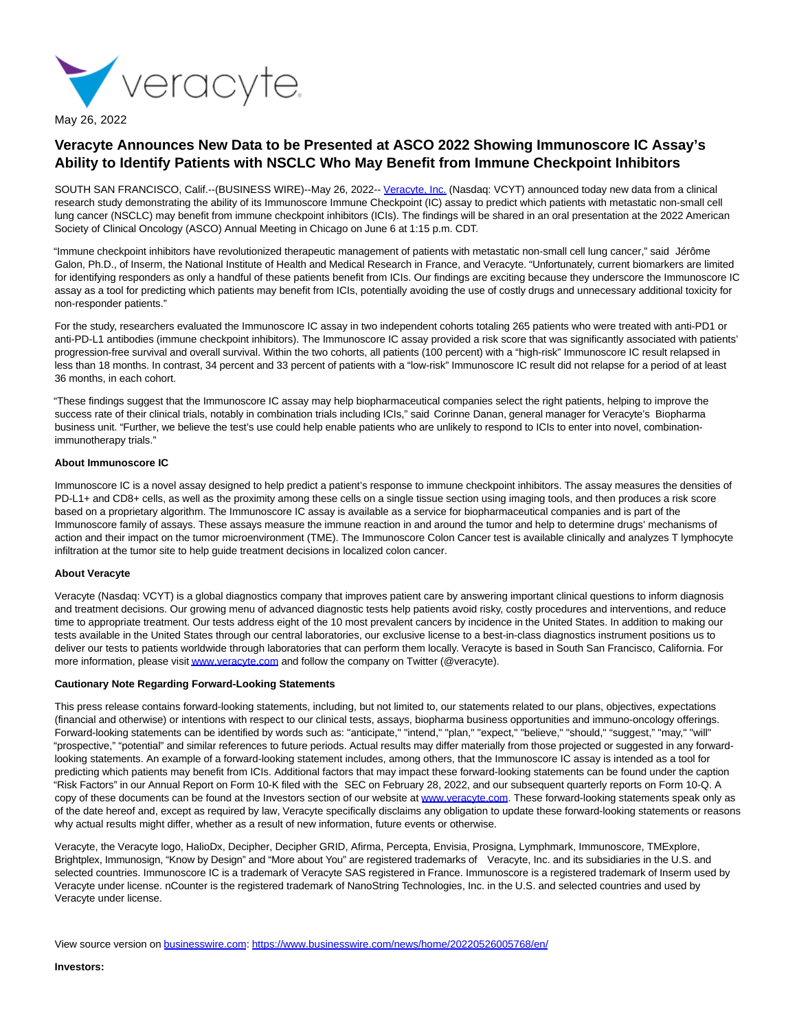veracyte

May 26, 2022

# Veracyte Announces New Data to be Presented at ASCO 2022 Showing Immunoscore IC Assay's Ability to Identify Patients with NSCLC Who May Benefit from Immune Checkpoint Inhibitors

SOUTH SAN FRANCISCO, Calif.--(BUSINESS WIRE)--May 26, 2022-- Veracyte, Inc. (Nasdaq: VCYT) announced today new data from a clinical research study demonstrating the ability of its Immunoscore Immune Checkpoint (IC) assay to predict which patients with metastatic non-small cell lung cancer (NSCLC) may benefit from immune checkpoint inhibitors (ICIs). The findings will be shared in an oral presentation at the 2022 American Society of Clinical Oncology (ASCO) Annual Meeting in Chicago on June 6 at 1:15 p.m. CDT.

"Immune checkpoint inhibitors have revolutionized therapeutic management of patients with metastatic non-small cell lung cancer," said Jérôme Galon, Ph.D., of Inserm, the National Institute of Health and Medical Research in France, and Veracyte. "Unfortunately, current biomarkers are limited for identifying responders as only a handful of these patients benefit from ICIs. Our findings are exciting because they underscore the Immunoscore IC assay as a tool for predicting which patients may benefit from ICIs, potentially avoiding the use of costly drugs and unnecessary additional toxicity for non-responder patients."

For the study, researchers evaluated the Immunoscore IC assay in two independent cohorts totaling 265 patients who were treated with anti-PD1 or anti-PD-L1 antibodies (immune checkpoint inhibitors). The Immunoscore IC assay provided a risk score that was significantly associated with patients' progression-free survival and overall survival. Within the two cohorts, all patients (100 percent) with a "high-risk" Immunoscore IC result relapsed in less than 18 months. In contrast, 34 percent and 33 percent of patients with a "low-risk" Immunoscore IC result did not relapse for a period of at least 36 months, in each cohort.

"These findings suggest that the Immunoscore IC assay may help biopharmaceutical companies select the right patients, helping to improve the success rate of their clinical trials, notably in combination trials including ICIs," said Corinne Danan, general manager for Veracyte's Biopharma business unit. "Further, we believe the test's use could help enable patients who are unlikely to respond to ICIs to enter into novel, combination-immunotherapy trials."

**About Immunoscore IC**

Immunoscore IC is a novel assay designed to help predict a patient's response to immune checkpoint inhibitors. The assay measures the densities of PD-L1+ and CD8+ cells, as well as the proximity among these cells on a single tissue section using imaging tools, and then produces a risk score based on a proprietary algorithm. The Immunoscore IC assay is available as a service for biopharmaceutical companies and is part of the Immunoscore family of assays. These assays measure the immune reaction in and around the tumor and help to determine drugs' mechanisms of action and their impact on the tumor microenvironment (TME). The Immunoscore Colon Cancer test is available clinically and analyzes T lymphocyte infiltration at the tumor site to help guide treatment decisions in localized colon cancer.

**About Veracyte**

Veracyte (Nasdaq: VCYT) is a global diagnostics company that improves patient care by answering important clinical questions to inform diagnosis and treatment decisions. Our growing menu of advanced diagnostic tests help patients avoid risky, costly procedures and interventions, and reduce time to appropriate treatment. Our tests address eight of the 10 most prevalent cancers by incidence in the United States. In addition to making our tests available in the United States through our central laboratories, our exclusive license to a best-in-class diagnostics instrument positions us to deliver our tests to patients worldwide through laboratories that can perform them locally. Veracyte is based in South San Francisco, California. For more information, please visit www.veracyte.com and follow the company on Twitter (@veracyte).

**Cautionary Note Regarding Forward-Looking Statements**

This press release contains forward-looking statements, including, but not limited to, our statements related to our plans, objectives, expectations (financial and otherwise) or intentions with respect to our clinical tests, assays, biopharma business opportunities and immuno-oncology offerings. Forward-looking statements can be identified by words such as: "anticipate," "intend," "plan," "expect," "believe," "should," "suggest," "may," "will" "prospective," "potential" and similar references to future periods. Actual results may differ materially from those projected or suggested in any forward-looking statements. An example of a forward-looking statement includes, among others, that the Immunoscore IC assay is intended as a tool for predicting which patients may benefit from ICIs. Additional factors that may impact these forward-looking statements can be found under the caption "Risk Factors" in our Annual Report on Form 10-K filed with the SEC on February 28, 2022, and our subsequent quarterly reports on Form 10-Q. A copy of these documents can be found at the Investors section of our website at www.veracyte.com. These forward-looking statements speak only as of the date hereof and, except as required by law, Veracyte specifically disclaims any obligation to update these forward-looking statements or reasons why actual results might differ, whether as a result of new information, future events or otherwise.

Veracyte, the Veracyte logo, HalioDx, Decipher, Decipher GRID, Afirma, Percepta, Envisia, Prosigna, Lymphmark, Immunoscore, TMExplore, Brightplex, Immunosign, "Know by Design" and "More about You" are registered trademarks of Veracyte, Inc. and its subsidiaries in the U.S. and selected countries. Immunoscore IC is a trademark of Veracyte SAS registered in France. Immunoscore is a registered trademark of Inserm used by Veracyte under license. nCounter is the registered trademark of NanoString Technologies, Inc. in the U.S. and selected countries and used by Veracyte under license.

View source version on businesswire.com: https://www.businesswire.com/news/home/20220526005768/en/

**Investors:**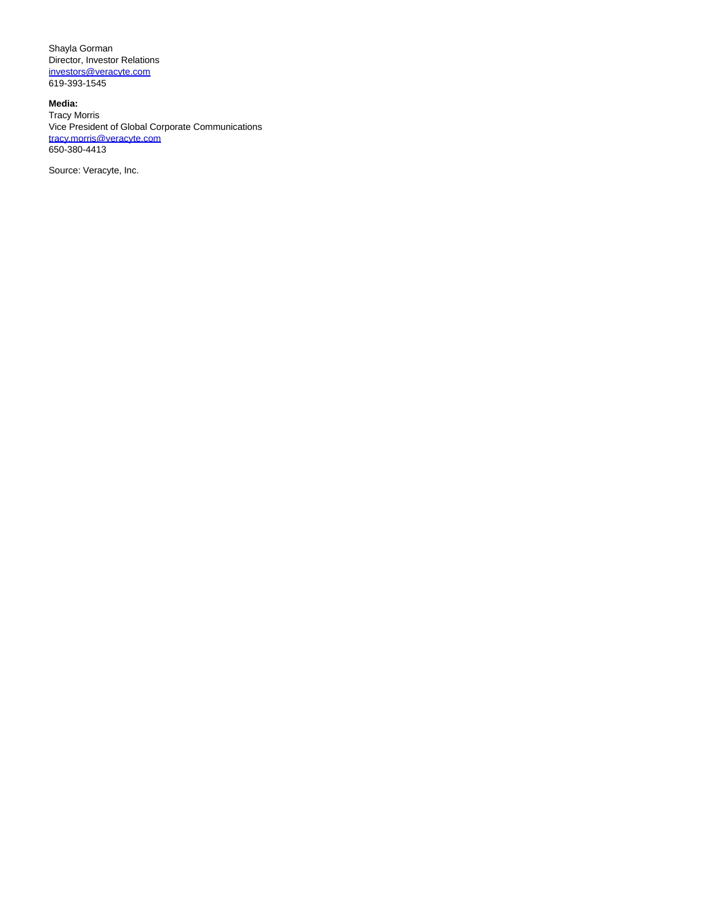Shayla Gorman
Director, Investor Relations
investors@veracyte.com
619-393-1545

**Media:**
Tracy Morris
Vice President of Global Corporate Communications
tracy.morris@veracyte.com
650-380-4413

Source: Veracyte, Inc.